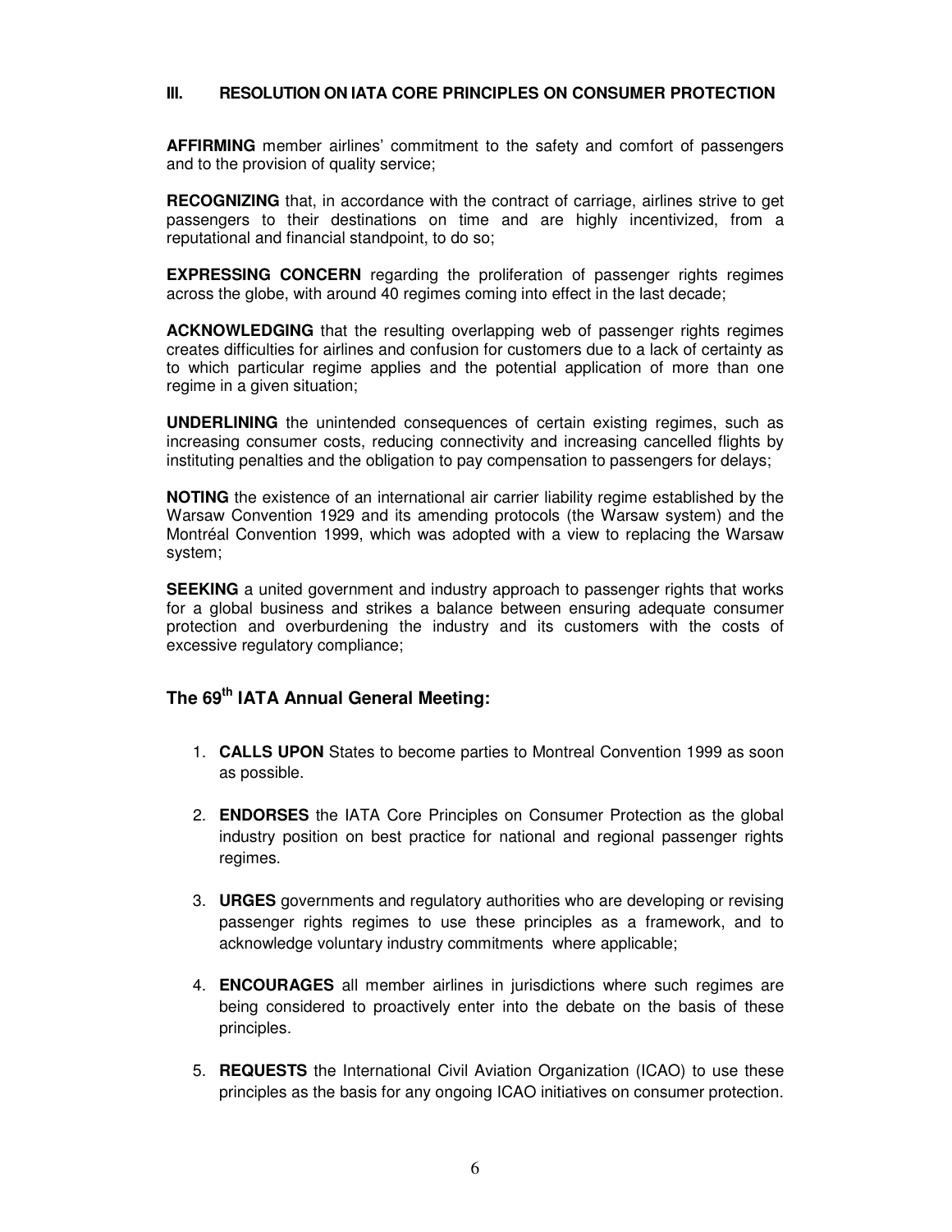## III. RESOLUTION ON IATA CORE PRINCIPLES ON CONSUMER PROTECTION

**AFFIRMING** member airlines' commitment to the safety and comfort of passengers and to the provision of quality service;

**RECOGNIZING** that, in accordance with the contract of carriage, airlines strive to get passengers to their destinations on time and are highly incentivized, from a reputational and financial standpoint, to do so;

**EXPRESSING CONCERN** regarding the proliferation of passenger rights regimes across the globe, with around 40 regimes coming into effect in the last decade;

**ACKNOWLEDGING** that the resulting overlapping web of passenger rights regimes creates difficulties for airlines and confusion for customers due to a lack of certainty as to which particular regime applies and the potential application of more than one regime in a given situation;

**UNDERLINING** the unintended consequences of certain existing regimes, such as increasing consumer costs, reducing connectivity and increasing cancelled flights by instituting penalties and the obligation to pay compensation to passengers for delays;

**NOTING** the existence of an international air carrier liability regime established by the Warsaw Convention 1929 and its amending protocols (the Warsaw system) and the Montréal Convention 1999, which was adopted with a view to replacing the Warsaw system;

**SEEKING** a united government and industry approach to passenger rights that works for a global business and strikes a balance between ensuring adequate consumer protection and overburdening the industry and its customers with the costs of excessive regulatory compliance;

### The 69th IATA Annual General Meeting:

1. **CALLS UPON** States to become parties to Montreal Convention 1999 as soon as possible.
2. **ENDORSES** the IATA Core Principles on Consumer Protection as the global industry position on best practice for national and regional passenger rights regimes.
3. **URGES** governments and regulatory authorities who are developing or revising passenger rights regimes to use these principles as a framework, and to acknowledge voluntary industry commitments where applicable;
4. **ENCOURAGES** all member airlines in jurisdictions where such regimes are being considered to proactively enter into the debate on the basis of these principles.
5. **REQUESTS** the International Civil Aviation Organization (ICAO) to use these principles as the basis for any ongoing ICAO initiatives on consumer protection.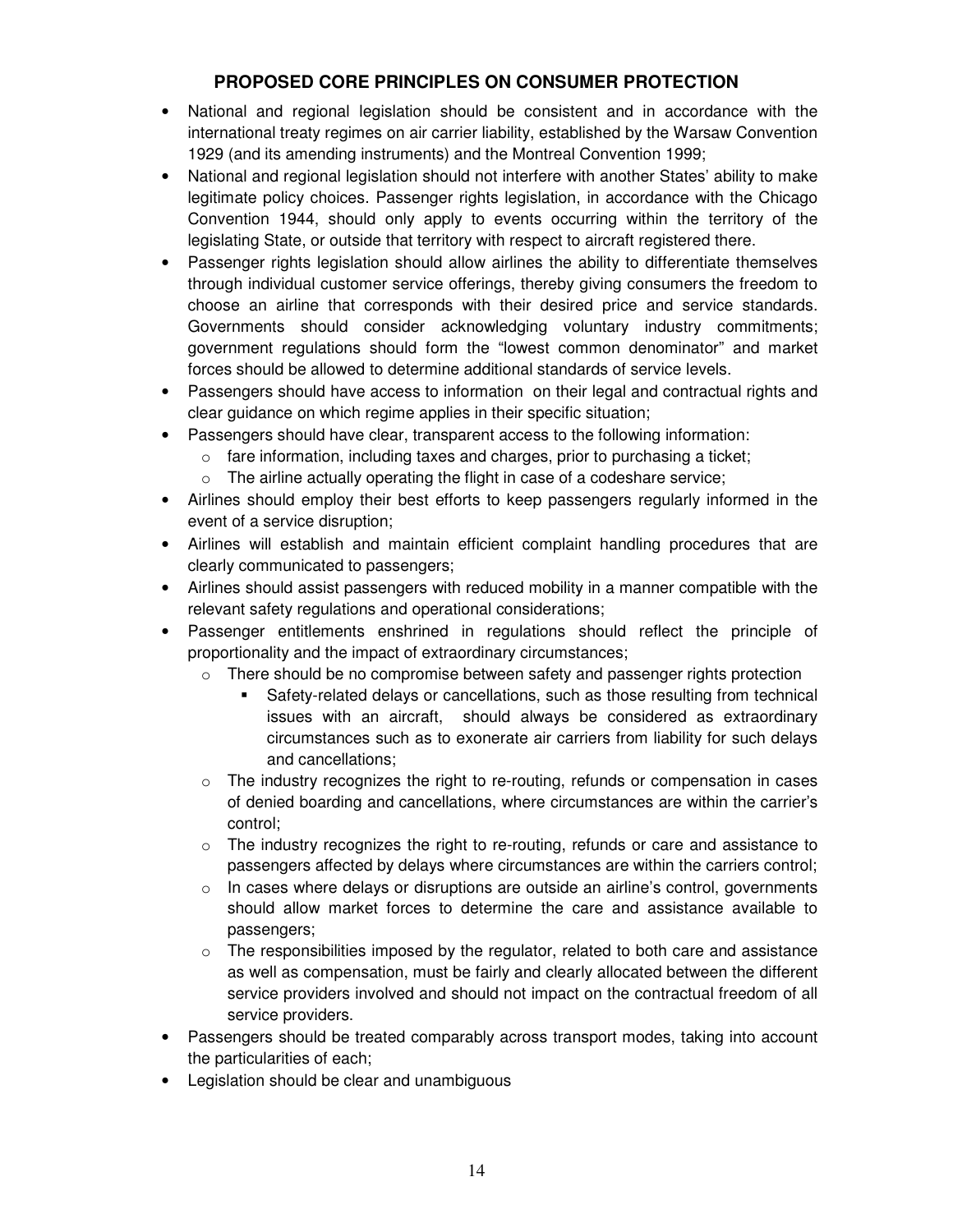## PROPOSED CORE PRINCIPLES ON CONSUMER PROTECTION

- National and regional legislation should be consistent and in accordance with the international treaty regimes on air carrier liability, established by the Warsaw Convention 1929 (and its amending instruments) and the Montreal Convention 1999;
- National and regional legislation should not interfere with another States' ability to make legitimate policy choices. Passenger rights legislation, in accordance with the Chicago Convention 1944, should only apply to events occurring within the territory of the legislating State, or outside that territory with respect to aircraft registered there.
- Passenger rights legislation should allow airlines the ability to differentiate themselves through individual customer service offerings, thereby giving consumers the freedom to choose an airline that corresponds with their desired price and service standards. Governments should consider acknowledging voluntary industry commitments; government regulations should form the "lowest common denominator" and market forces should be allowed to determine additional standards of service levels.
- Passengers should have access to information on their legal and contractual rights and clear guidance on which regime applies in their specific situation;
- Passengers should have clear, transparent access to the following information:
  - fare information, including taxes and charges, prior to purchasing a ticket;
  - The airline actually operating the flight in case of a codeshare service;
- Airlines should employ their best efforts to keep passengers regularly informed in the event of a service disruption;
- Airlines will establish and maintain efficient complaint handling procedures that are clearly communicated to passengers;
- Airlines should assist passengers with reduced mobility in a manner compatible with the relevant safety regulations and operational considerations;
- Passenger entitlements enshrined in regulations should reflect the principle of proportionality and the impact of extraordinary circumstances;
  - There should be no compromise between safety and passenger rights protection
    - Safety-related delays or cancellations, such as those resulting from technical issues with an aircraft, should always be considered as extraordinary circumstances such as to exonerate air carriers from liability for such delays and cancellations;
  - The industry recognizes the right to re-routing, refunds or compensation in cases of denied boarding and cancellations, where circumstances are within the carrier's control;
  - The industry recognizes the right to re-routing, refunds or care and assistance to passengers affected by delays where circumstances are within the carriers control;
  - In cases where delays or disruptions are outside an airline's control, governments should allow market forces to determine the care and assistance available to passengers;
  - The responsibilities imposed by the regulator, related to both care and assistance as well as compensation, must be fairly and clearly allocated between the different service providers involved and should not impact on the contractual freedom of all service providers.
- Passengers should be treated comparably across transport modes, taking into account the particularities of each;
- Legislation should be clear and unambiguous